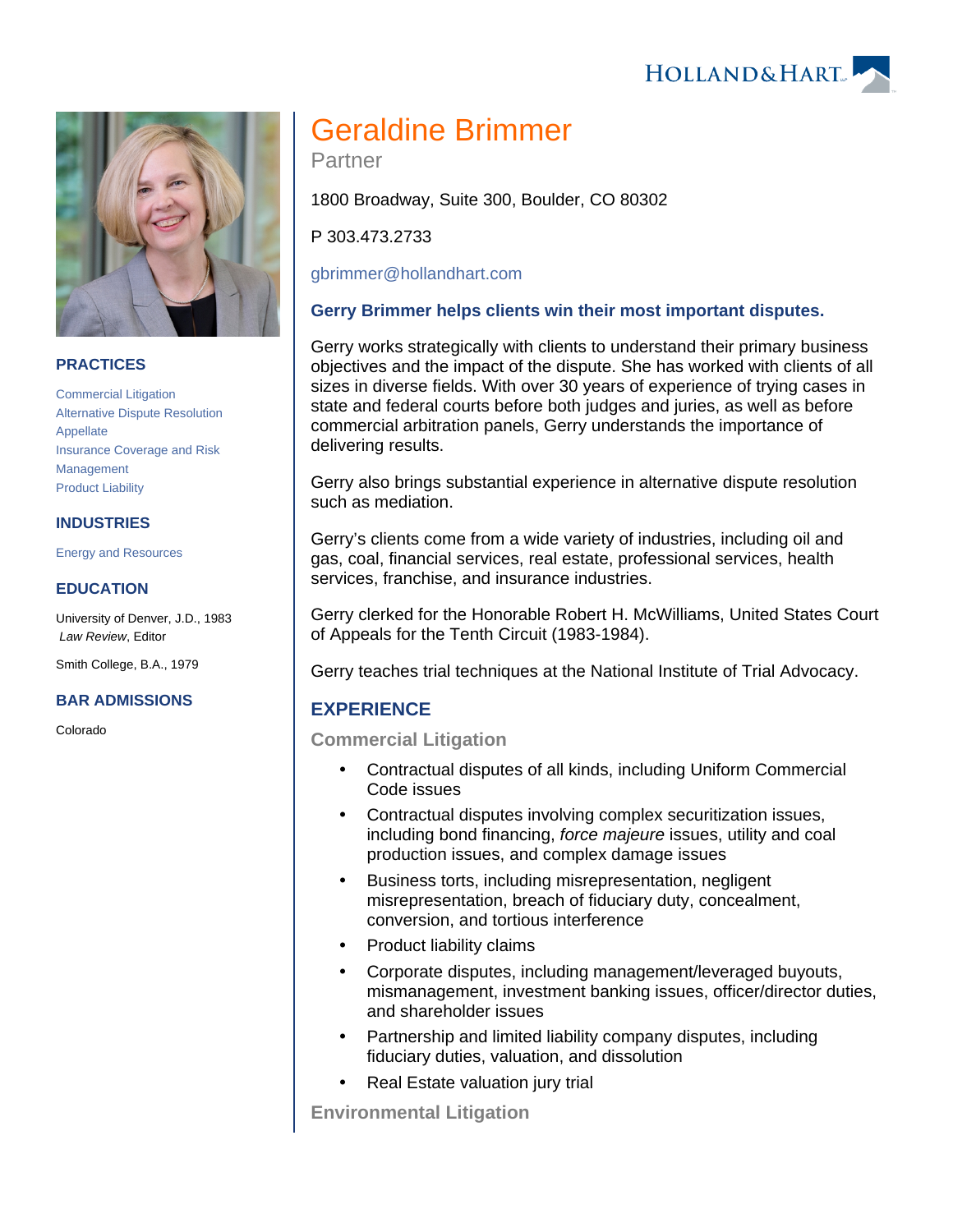# Geraldine Brimmer

Partner

1800 Broadway, Suite 300, Boulder, CO 80302

P 303.473.2733

gbrimmer@hollandhart.com

**Gerry Brimmer helps clients win their most important disputes.**

Gerry works strategically with clients to understand their primary business objectives and the impact of the dispute. She has worked with clients of all sizes in diverse fields. With over 30 years of experience of trying cases in state and federal courts before both judges and juries, as well as before commercial arbitration panels, Gerry understands the importance of delivering results.

Gerry also brings substantial experience in alternative dispute resolution such as mediation.

Gerry's clients come from a wide variety of industries, including oil and gas, coal, financial services, real estate, professional services, health services, franchise, and insurance industries.

Gerry clerked for the Honorable Robert H. McWilliams, United States Court of Appeals for the Tenth Circuit (1983-1984).

Gerry teaches trial techniques at the National Institute of Trial Advocacy.

## PRACTICES

- Commercial Litigation
- Alternative Dispute Resolution
- Appellate
- Insurance Coverage and Risk Management
- Product Liability

## INDUSTRIES

- Energy and Resources

## EDUCATION

University of Denver, J.D., 1983
*Law Review*, Editor

Smith College, B.A., 1979

## BAR ADMISSIONS

Colorado

## EXPERIENCE

### Commercial Litigation

- Contractual disputes of all kinds, including Uniform Commercial Code issues
- Contractual disputes involving complex securitization issues, including bond financing, *force majeure* issues, utility and coal production issues, and complex damage issues
- Business torts, including misrepresentation, negligent misrepresentation, breach of fiduciary duty, concealment, conversion, and tortious interference
- Product liability claims
- Corporate disputes, including management/leveraged buyouts, mismanagement, investment banking issues, officer/director duties, and shareholder issues
- Partnership and limited liability company disputes, including fiduciary duties, valuation, and dissolution
- Real Estate valuation jury trial

### Environmental Litigation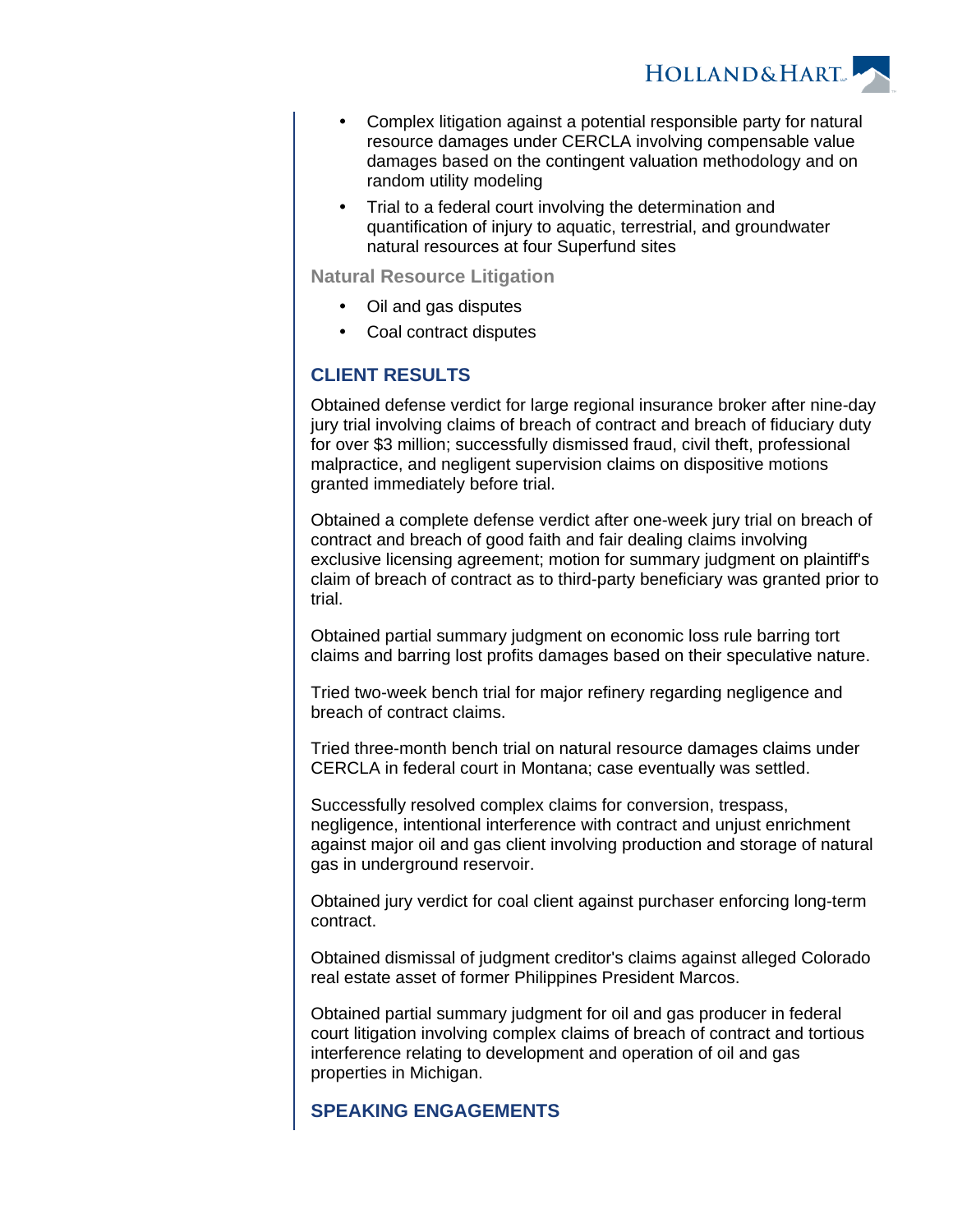- Complex litigation against a potential responsible party for natural resource damages under CERCLA involving compensable value damages based on the contingent valuation methodology and on random utility modeling
- Trial to a federal court involving the determination and quantification of injury to aquatic, terrestrial, and groundwater natural resources at four Superfund sites

### Natural Resource Litigation

- Oil and gas disputes
- Coal contract disputes

## CLIENT RESULTS

Obtained defense verdict for large regional insurance broker after nine-day jury trial involving claims of breach of contract and breach of fiduciary duty for over $3 million; successfully dismissed fraud, civil theft, professional malpractice, and negligent supervision claims on dispositive motions granted immediately before trial.

Obtained a complete defense verdict after one-week jury trial on breach of contract and breach of good faith and fair dealing claims involving exclusive licensing agreement; motion for summary judgment on plaintiff's claim of breach of contract as to third-party beneficiary was granted prior to trial.

Obtained partial summary judgment on economic loss rule barring tort claims and barring lost profits damages based on their speculative nature.

Tried two-week bench trial for major refinery regarding negligence and breach of contract claims.

Tried three-month bench trial on natural resource damages claims under CERCLA in federal court in Montana; case eventually was settled.

Successfully resolved complex claims for conversion, trespass, negligence, intentional interference with contract and unjust enrichment against major oil and gas client involving production and storage of natural gas in underground reservoir.

Obtained jury verdict for coal client against purchaser enforcing long-term contract.

Obtained dismissal of judgment creditor's claims against alleged Colorado real estate asset of former Philippines President Marcos.

Obtained partial summary judgment for oil and gas producer in federal court litigation involving complex claims of breach of contract and tortious interference relating to development and operation of oil and gas properties in Michigan.

## SPEAKING ENGAGEMENTS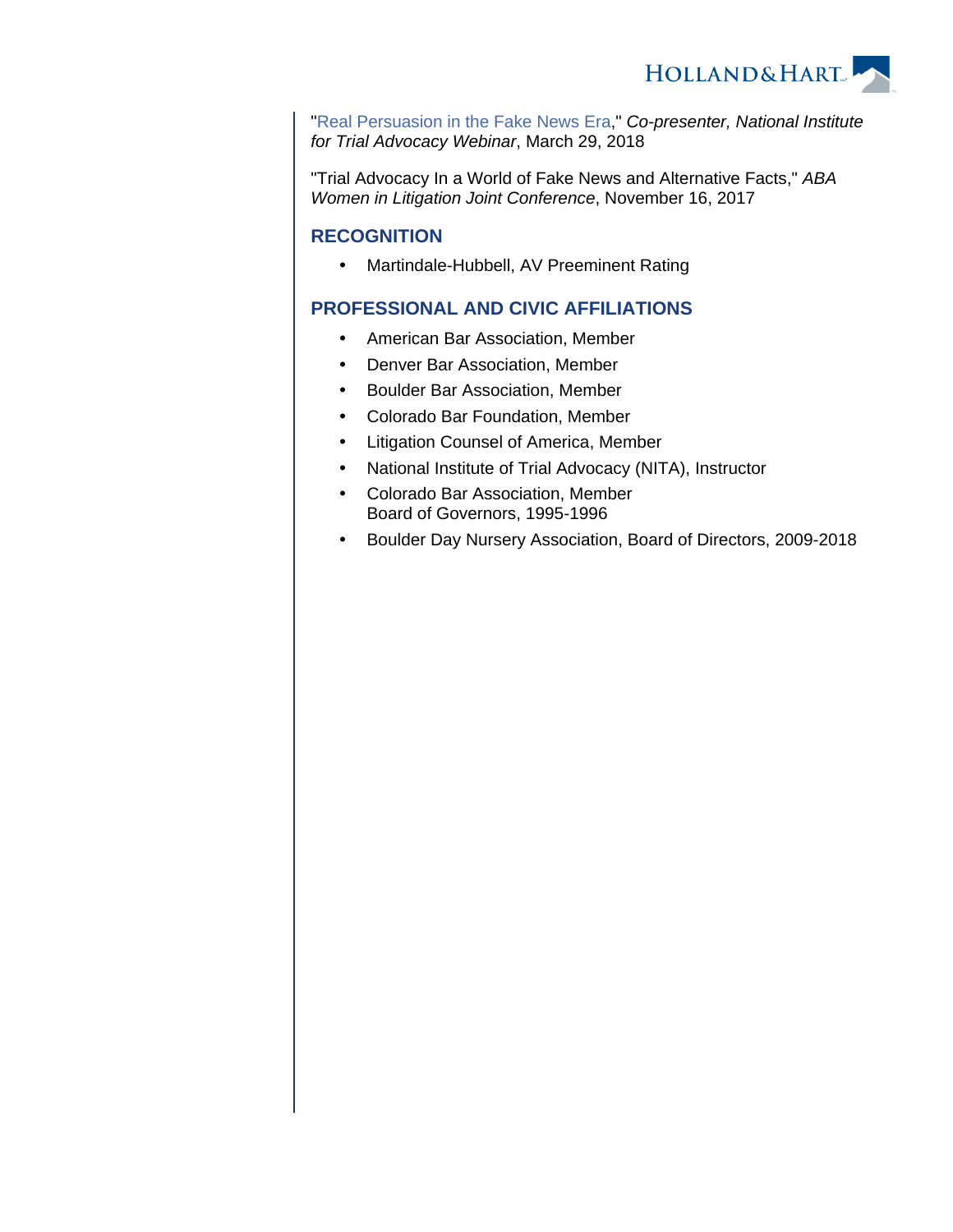"Real Persuasion in the Fake News Era," *Co-presenter, National Institute for Trial Advocacy Webinar*, March 29, 2018

"Trial Advocacy In a World of Fake News and Alternative Facts," *ABA Women in Litigation Joint Conference*, November 16, 2017

## RECOGNITION

- Martindale-Hubbell, AV Preeminent Rating

## PROFESSIONAL AND CIVIC AFFILIATIONS

- American Bar Association, Member
- Denver Bar Association, Member
- Boulder Bar Association, Member
- Colorado Bar Foundation, Member
- Litigation Counsel of America, Member
- National Institute of Trial Advocacy (NITA), Instructor
- Colorado Bar Association, Member
  Board of Governors, 1995-1996
- Boulder Day Nursery Association, Board of Directors, 2009-2018